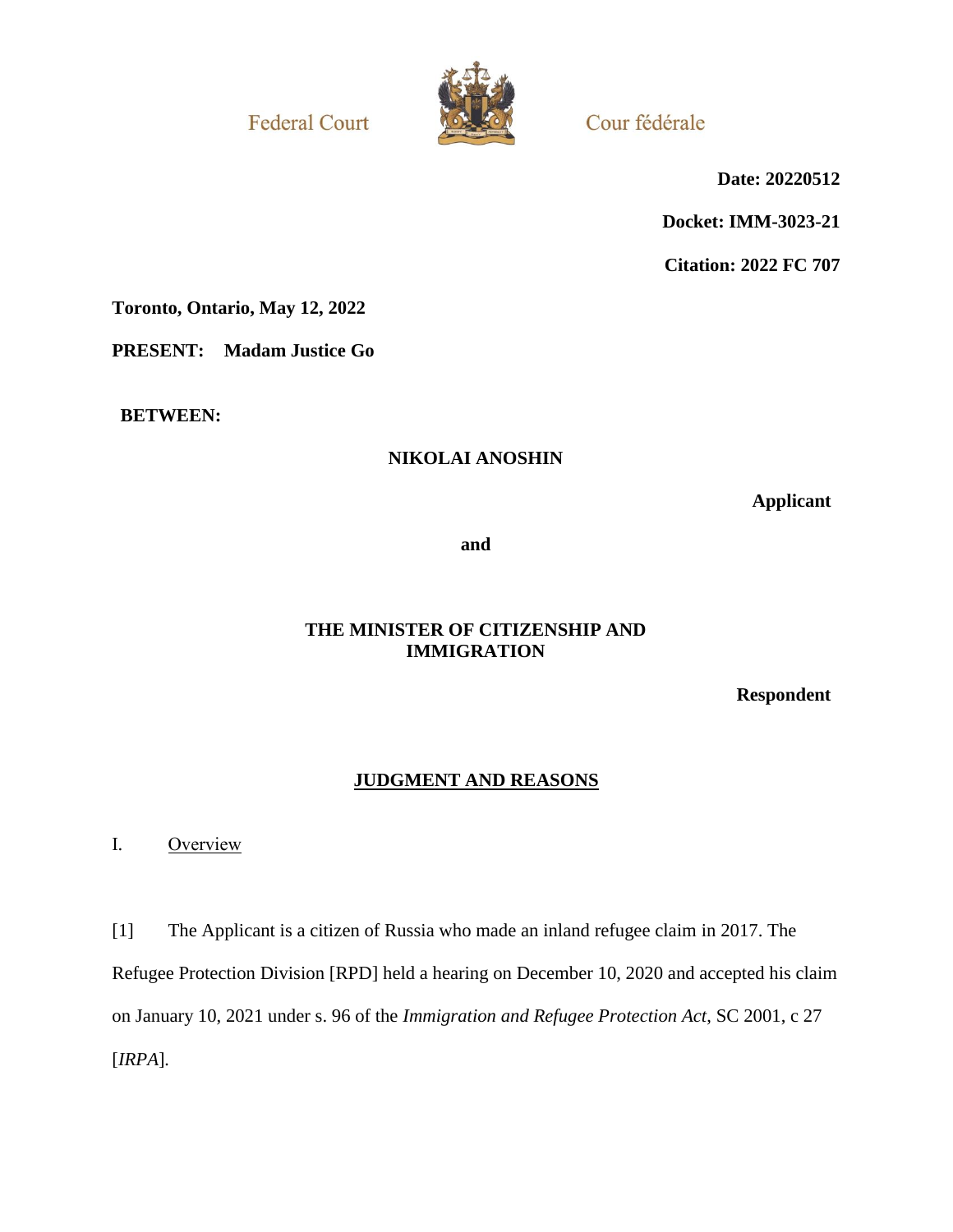Federal Court Cour fédérale

**Date: 20220512**

**Docket: IMM-3023-21**

**Citation: 2022 FC 707**

**Toronto, Ontario, May 12, 2022**

**PRESENT: Madam Justice Go**

**BETWEEN:**

**NIKOLAI ANOSHIN**

**Applicant**

**and**

**THE MINISTER OF CITIZENSHIP AND IMMIGRATION**

**Respondent**

## JUDGMENT AND REASONS

### I. Overview

[1] The Applicant is a citizen of Russia who made an inland refugee claim in 2017. The Refugee Protection Division [RPD] held a hearing on December 10, 2020 and accepted his claim on January 10, 2021 under s. 96 of the *Immigration and Refugee Protection Act*, SC 2001, c 27 [*IRPA*].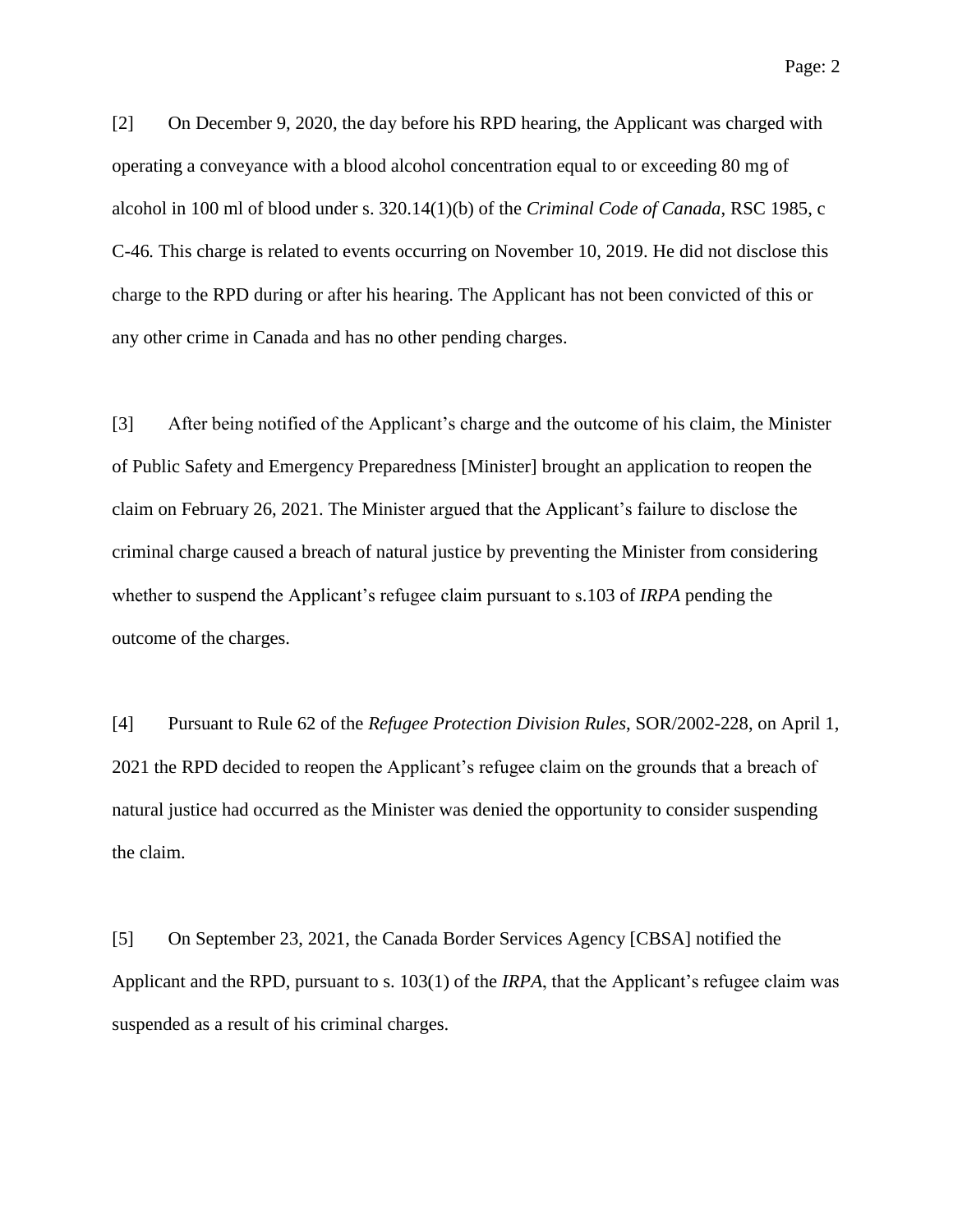[2] On December 9, 2020, the day before his RPD hearing, the Applicant was charged with operating a conveyance with a blood alcohol concentration equal to or exceeding 80 mg of alcohol in 100 ml of blood under s. 320.14(1)(b) of the *Criminal Code of Canada*, RSC 1985, c C-46*.* This charge is related to events occurring on November 10, 2019. He did not disclose this charge to the RPD during or after his hearing. The Applicant has not been convicted of this or any other crime in Canada and has no other pending charges.

[3] After being notified of the Applicant's charge and the outcome of his claim, the Minister of Public Safety and Emergency Preparedness [Minister] brought an application to reopen the claim on February 26, 2021. The Minister argued that the Applicant's failure to disclose the criminal charge caused a breach of natural justice by preventing the Minister from considering whether to suspend the Applicant's refugee claim pursuant to s.103 of *IRPA* pending the outcome of the charges.

[4] Pursuant to Rule 62 of the *Refugee Protection Division Rules*, SOR/2002-228, on April 1, 2021 the RPD decided to reopen the Applicant's refugee claim on the grounds that a breach of natural justice had occurred as the Minister was denied the opportunity to consider suspending the claim.

[5] On September 23, 2021, the Canada Border Services Agency [CBSA] notified the Applicant and the RPD, pursuant to s. 103(1) of the *IRPA*, that the Applicant's refugee claim was suspended as a result of his criminal charges.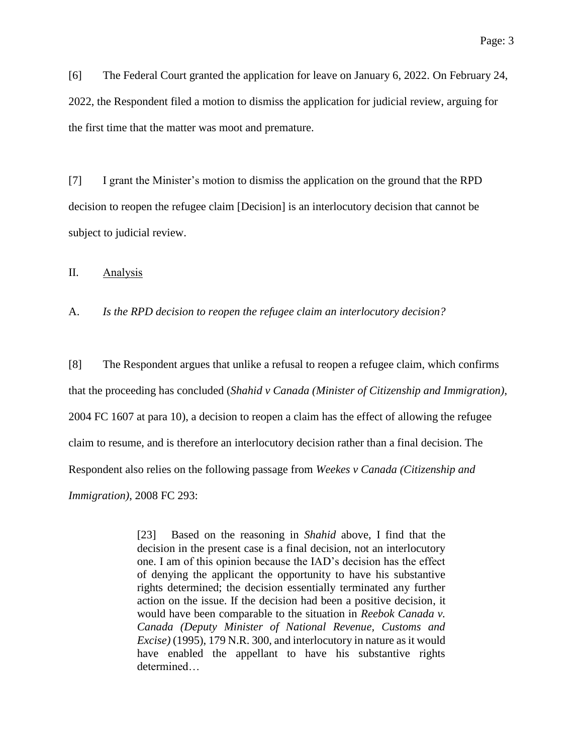[6] The Federal Court granted the application for leave on January 6, 2022. On February 24, 2022, the Respondent filed a motion to dismiss the application for judicial review, arguing for the first time that the matter was moot and premature.

[7] I grant the Minister's motion to dismiss the application on the ground that the RPD decision to reopen the refugee claim [Decision] is an interlocutory decision that cannot be subject to judicial review.

## II. Analysis

### A. *Is the RPD decision to reopen the refugee claim an interlocutory decision?*

[8] The Respondent argues that unlike a refusal to reopen a refugee claim, which confirms that the proceeding has concluded (*Shahid v Canada (Minister of Citizenship and Immigration)*, 2004 FC 1607 at para 10), a decision to reopen a claim has the effect of allowing the refugee claim to resume, and is therefore an interlocutory decision rather than a final decision. The Respondent also relies on the following passage from *Weekes v Canada (Citizenship and Immigration)*, 2008 FC 293:

> [23] Based on the reasoning in *Shahid* above, I find that the decision in the present case is a final decision, not an interlocutory one. I am of this opinion because the IAD's decision has the effect of denying the applicant the opportunity to have his substantive rights determined; the decision essentially terminated any further action on the issue. If the decision had been a positive decision, it would have been comparable to the situation in *Reebok Canada v. Canada (Deputy Minister of National Revenue, Customs and Excise)* (1995), 179 N.R. 300, and interlocutory in nature as it would have enabled the appellant to have his substantive rights determined…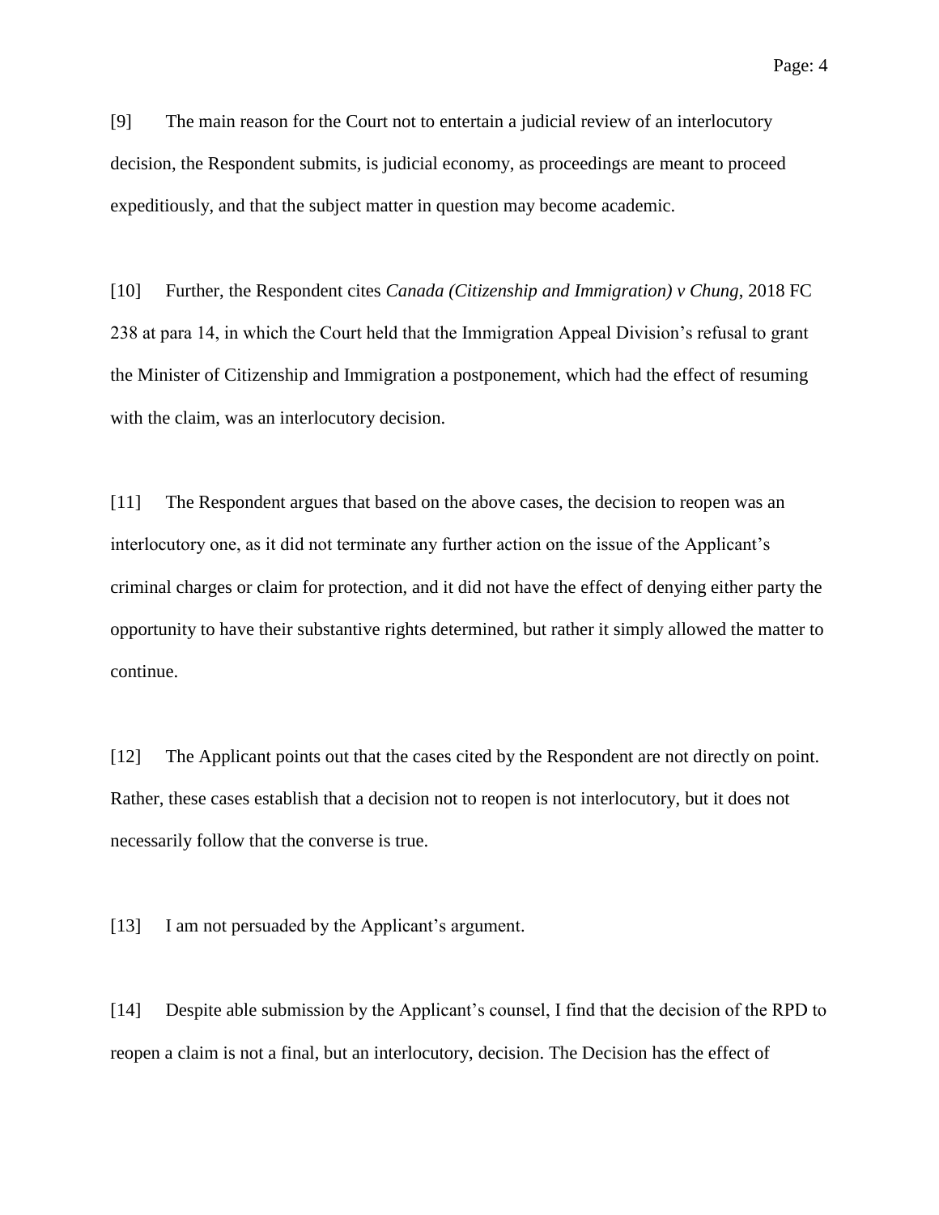[9] The main reason for the Court not to entertain a judicial review of an interlocutory decision, the Respondent submits, is judicial economy, as proceedings are meant to proceed expeditiously, and that the subject matter in question may become academic.

[10] Further, the Respondent cites *Canada (Citizenship and Immigration) v Chung*, 2018 FC 238 at para 14, in which the Court held that the Immigration Appeal Division's refusal to grant the Minister of Citizenship and Immigration a postponement, which had the effect of resuming with the claim, was an interlocutory decision.

[11] The Respondent argues that based on the above cases, the decision to reopen was an interlocutory one, as it did not terminate any further action on the issue of the Applicant's criminal charges or claim for protection, and it did not have the effect of denying either party the opportunity to have their substantive rights determined, but rather it simply allowed the matter to continue.

[12] The Applicant points out that the cases cited by the Respondent are not directly on point. Rather, these cases establish that a decision not to reopen is not interlocutory, but it does not necessarily follow that the converse is true.

[13] I am not persuaded by the Applicant's argument.

[14] Despite able submission by the Applicant's counsel, I find that the decision of the RPD to reopen a claim is not a final, but an interlocutory, decision. The Decision has the effect of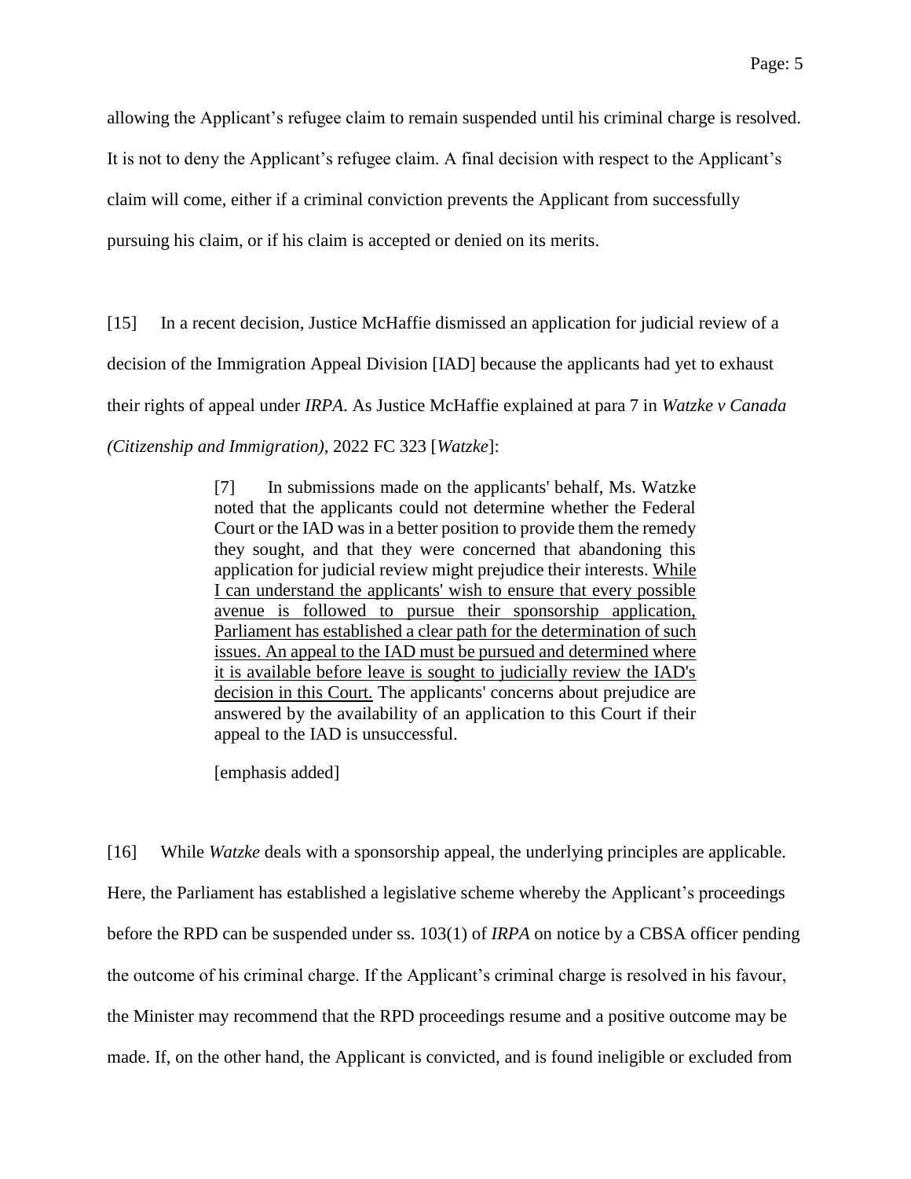allowing the Applicant's refugee claim to remain suspended until his criminal charge is resolved. It is not to deny the Applicant's refugee claim. A final decision with respect to the Applicant's claim will come, either if a criminal conviction prevents the Applicant from successfully pursuing his claim, or if his claim is accepted or denied on its merits.

[15] In a recent decision, Justice McHaffie dismissed an application for judicial review of a decision of the Immigration Appeal Division [IAD] because the applicants had yet to exhaust their rights of appeal under *IRPA*. As Justice McHaffie explained at para 7 in *Watzke v Canada (Citizenship and Immigration)*, 2022 FC 323 [*Watzke*]:

> [7] In submissions made on the applicants' behalf, Ms. Watzke noted that the applicants could not determine whether the Federal Court or the IAD was in a better position to provide them the remedy they sought, and that they were concerned that abandoning this application for judicial review might prejudice their interests. <u>While I can understand the applicants' wish to ensure that every possible avenue is followed to pursue their sponsorship application, Parliament has established a clear path for the determination of such issues. An appeal to the IAD must be pursued and determined where it is available before leave is sought to judicially review the IAD's decision in this Court.</u> The applicants' concerns about prejudice are answered by the availability of an application to this Court if their appeal to the IAD is unsuccessful.
>
> [emphasis added]

[16] While *Watzke* deals with a sponsorship appeal, the underlying principles are applicable. Here, the Parliament has established a legislative scheme whereby the Applicant's proceedings before the RPD can be suspended under ss. 103(1) of *IRPA* on notice by a CBSA officer pending the outcome of his criminal charge. If the Applicant's criminal charge is resolved in his favour, the Minister may recommend that the RPD proceedings resume and a positive outcome may be made. If, on the other hand, the Applicant is convicted, and is found ineligible or excluded from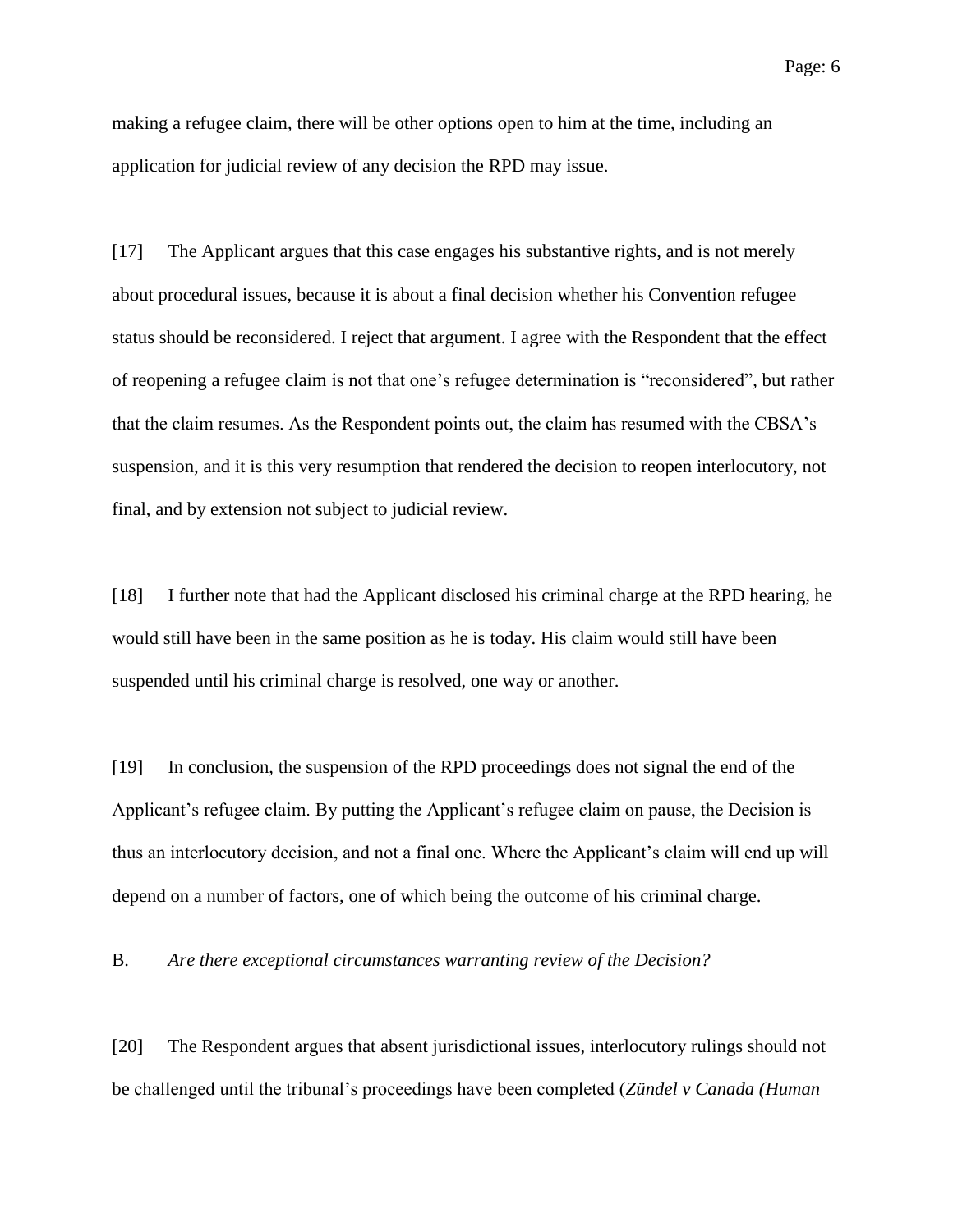making a refugee claim, there will be other options open to him at the time, including an application for judicial review of any decision the RPD may issue.

[17] The Applicant argues that this case engages his substantive rights, and is not merely about procedural issues, because it is about a final decision whether his Convention refugee status should be reconsidered. I reject that argument. I agree with the Respondent that the effect of reopening a refugee claim is not that one's refugee determination is "reconsidered", but rather that the claim resumes. As the Respondent points out, the claim has resumed with the CBSA's suspension, and it is this very resumption that rendered the decision to reopen interlocutory, not final, and by extension not subject to judicial review.

[18] I further note that had the Applicant disclosed his criminal charge at the RPD hearing, he would still have been in the same position as he is today. His claim would still have been suspended until his criminal charge is resolved, one way or another.

[19] In conclusion, the suspension of the RPD proceedings does not signal the end of the Applicant's refugee claim. By putting the Applicant's refugee claim on pause, the Decision is thus an interlocutory decision, and not a final one. Where the Applicant's claim will end up will depend on a number of factors, one of which being the outcome of his criminal charge.

B. *Are there exceptional circumstances warranting review of the Decision?*

[20] The Respondent argues that absent jurisdictional issues, interlocutory rulings should not be challenged until the tribunal's proceedings have been completed (*Zündel v Canada (Human*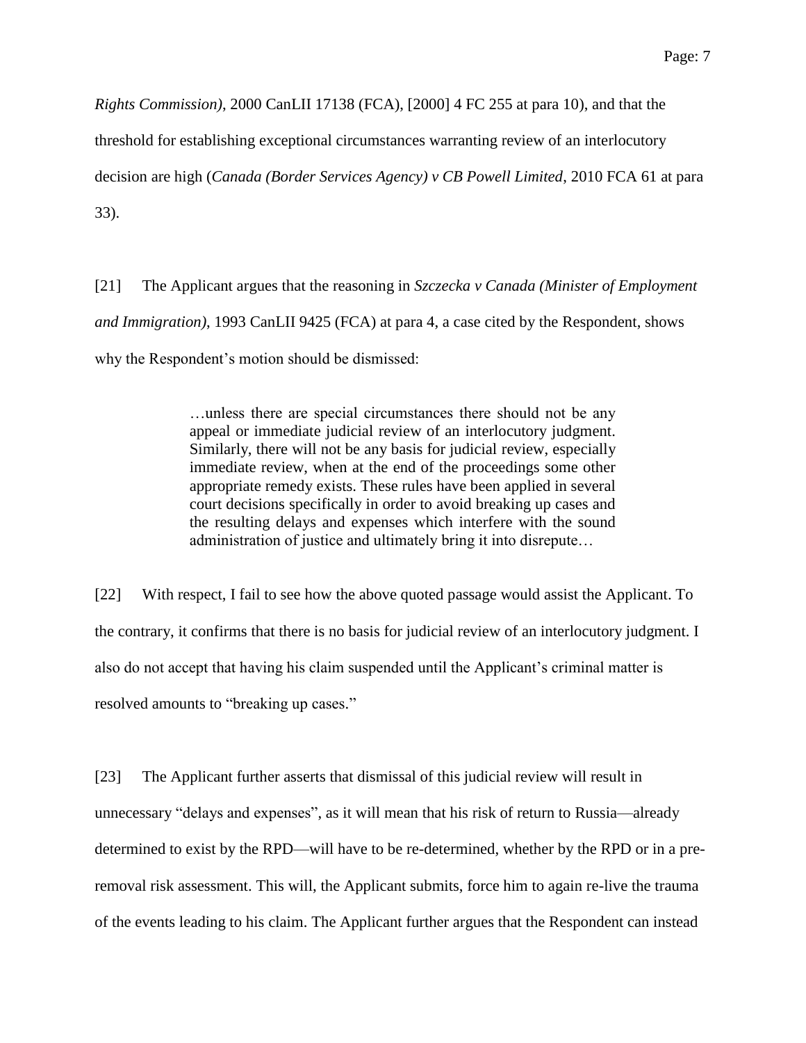*Rights Commission)*, 2000 CanLII 17138 (FCA), [2000] 4 FC 255 at para 10), and that the threshold for establishing exceptional circumstances warranting review of an interlocutory decision are high (*Canada (Border Services Agency) v CB Powell Limited*, 2010 FCA 61 at para 33).

[21] The Applicant argues that the reasoning in *Szczecka v Canada (Minister of Employment and Immigration)*, 1993 CanLII 9425 (FCA) at para 4, a case cited by the Respondent, shows why the Respondent's motion should be dismissed:

> …unless there are special circumstances there should not be any appeal or immediate judicial review of an interlocutory judgment. Similarly, there will not be any basis for judicial review, especially immediate review, when at the end of the proceedings some other appropriate remedy exists. These rules have been applied in several court decisions specifically in order to avoid breaking up cases and the resulting delays and expenses which interfere with the sound administration of justice and ultimately bring it into disrepute…

[22] With respect, I fail to see how the above quoted passage would assist the Applicant. To the contrary, it confirms that there is no basis for judicial review of an interlocutory judgment. I also do not accept that having his claim suspended until the Applicant's criminal matter is resolved amounts to "breaking up cases."

[23] The Applicant further asserts that dismissal of this judicial review will result in unnecessary "delays and expenses", as it will mean that his risk of return to Russia—already determined to exist by the RPD—will have to be re-determined, whether by the RPD or in a pre-removal risk assessment. This will, the Applicant submits, force him to again re-live the trauma of the events leading to his claim. The Applicant further argues that the Respondent can instead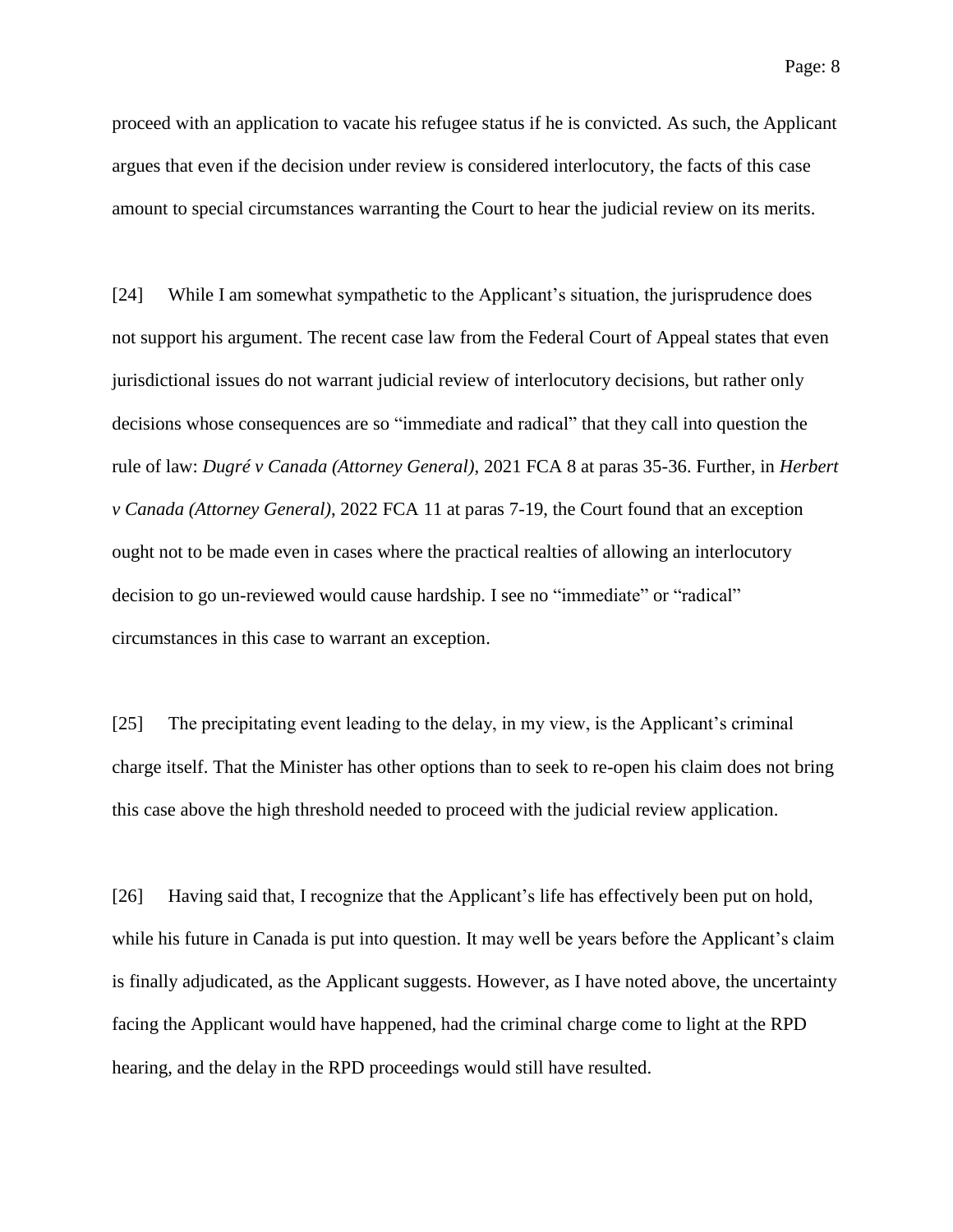proceed with an application to vacate his refugee status if he is convicted. As such, the Applicant argues that even if the decision under review is considered interlocutory, the facts of this case amount to special circumstances warranting the Court to hear the judicial review on its merits.

[24] While I am somewhat sympathetic to the Applicant's situation, the jurisprudence does not support his argument. The recent case law from the Federal Court of Appeal states that even jurisdictional issues do not warrant judicial review of interlocutory decisions, but rather only decisions whose consequences are so "immediate and radical" that they call into question the rule of law: *Dugré v Canada (Attorney General)*, 2021 FCA 8 at paras 35-36. Further, in *Herbert v Canada (Attorney General)*, 2022 FCA 11 at paras 7-19, the Court found that an exception ought not to be made even in cases where the practical realties of allowing an interlocutory decision to go un-reviewed would cause hardship. I see no "immediate" or "radical" circumstances in this case to warrant an exception.

[25] The precipitating event leading to the delay, in my view, is the Applicant's criminal charge itself. That the Minister has other options than to seek to re-open his claim does not bring this case above the high threshold needed to proceed with the judicial review application.

[26] Having said that, I recognize that the Applicant's life has effectively been put on hold, while his future in Canada is put into question. It may well be years before the Applicant's claim is finally adjudicated, as the Applicant suggests. However, as I have noted above, the uncertainty facing the Applicant would have happened, had the criminal charge come to light at the RPD hearing, and the delay in the RPD proceedings would still have resulted.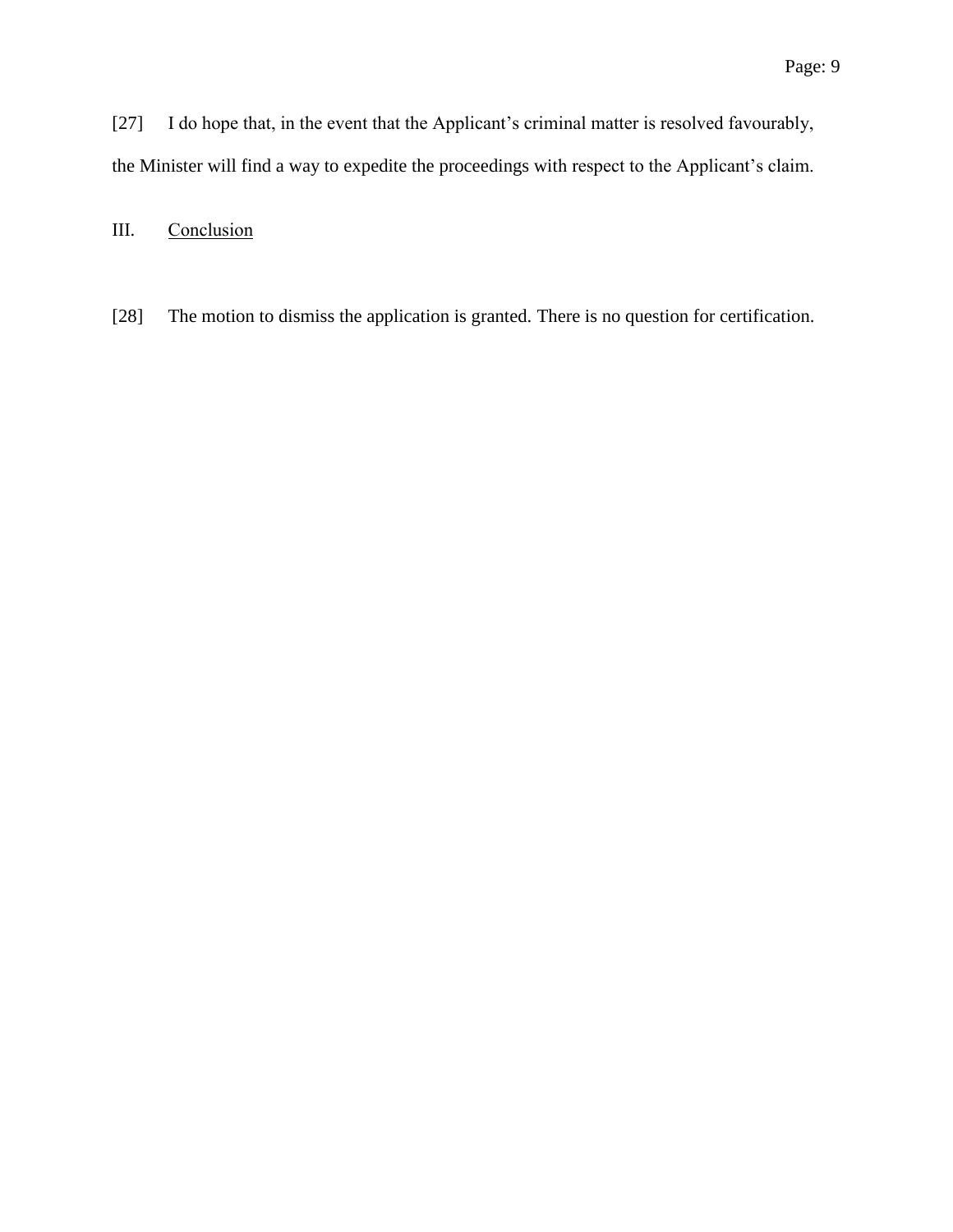[27] I do hope that, in the event that the Applicant’s criminal matter is resolved favourably, the Minister will find a way to expedite the proceedings with respect to the Applicant’s claim.

## III. Conclusion

[28] The motion to dismiss the application is granted. There is no question for certification.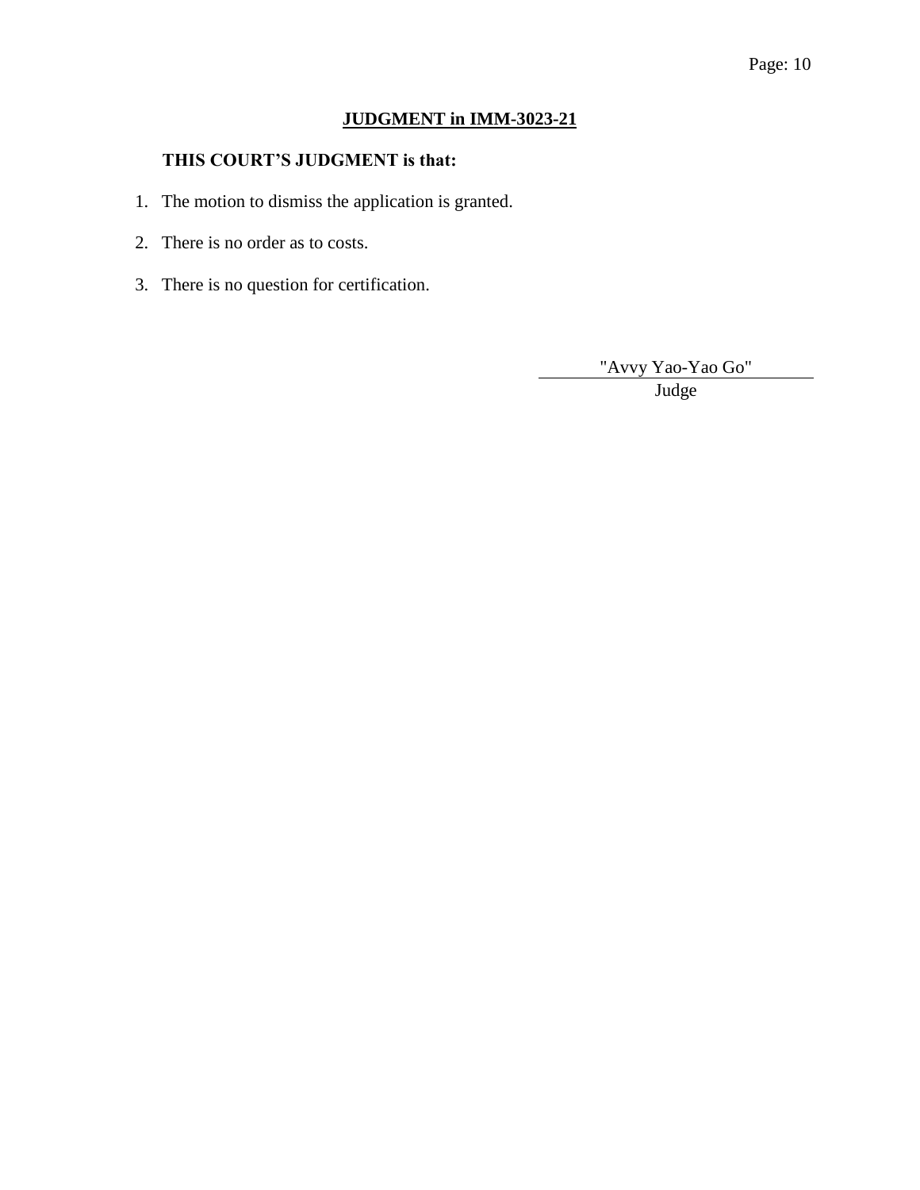## JUDGMENT in IMM-3023-21

**THIS COURT'S JUDGMENT is that:**

1. The motion to dismiss the application is granted.
2. There is no order as to costs.
3. There is no question for certification.

"Avvy Yao-Yao Go"

Judge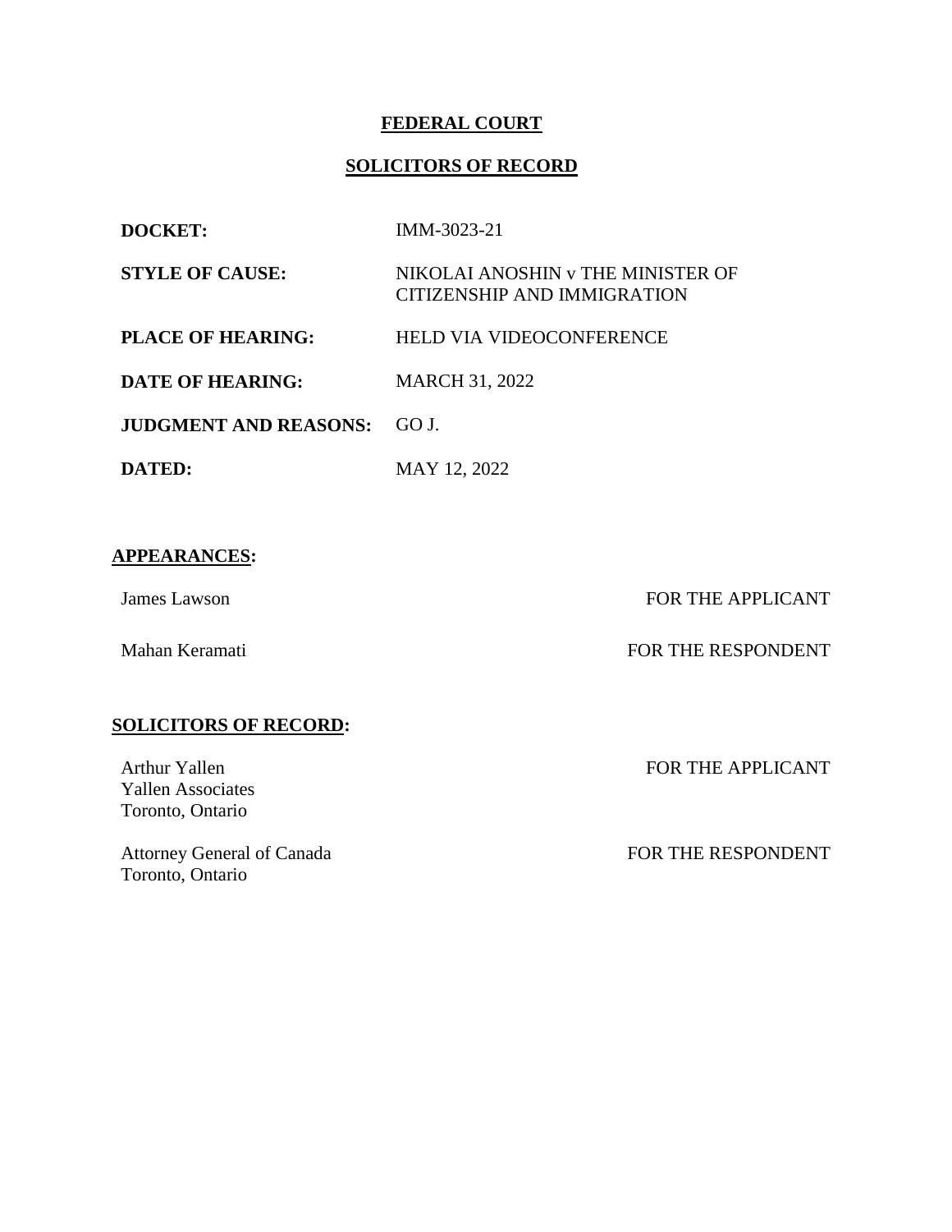**FEDERAL COURT**

**SOLICITORS OF RECORD**

| | |
|---|---|
| **DOCKET:** | IMM-3023-21 |
| **STYLE OF CAUSE:** | NIKOLAI ANOSHIN v THE MINISTER OF CITIZENSHIP AND IMMIGRATION |
| **PLACE OF HEARING:** | HELD VIA VIDEOCONFERENCE |
| **DATE OF HEARING:** | MARCH 31, 2022 |
| **JUDGMENT AND REASONS:** | GO J. |
| **DATED:** | MAY 12, 2022 |

**APPEARANCES:**

| | |
|---|---|
| James Lawson | FOR THE APPLICANT |
| Mahan Keramati | FOR THE RESPONDENT |

**SOLICITORS OF RECORD:**

| | |
|---|---|
| Arthur Yallen<br>Yallen Associates<br>Toronto, Ontario | FOR THE APPLICANT |
| Attorney General of Canada<br>Toronto, Ontario | FOR THE RESPONDENT |